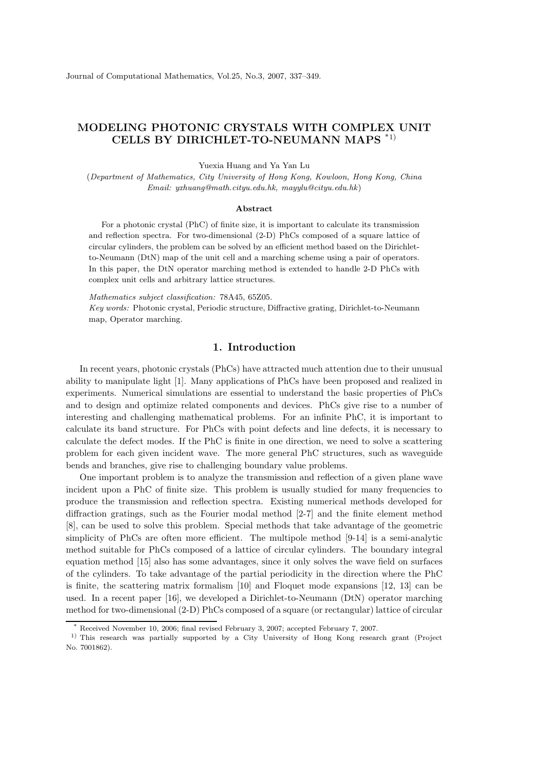# MODELING PHOTONIC CRYSTALS WITH COMPLEX UNIT CELLS BY DIRICHLET-TO-NEUMANN MAPS *1)

Yuexia Huang and Ya Yan Lu

(*Department of Mathematics, City University of Hong Kong, Kowloon, Hong Kong, China*
*Email: yxhuang@math.cityu.edu.hk, mayylu@cityu.edu.hk*)

### Abstract

For a photonic crystal (PhC) of finite size, it is important to calculate its transmission and reflection spectra. For two-dimensional (2-D) PhCs composed of a square lattice of circular cylinders, the problem can be solved by an efficient method based on the Dirichlet-to-Neumann (DtN) map of the unit cell and a marching scheme using a pair of operators. In this paper, the DtN operator marching method is extended to handle 2-D PhCs with complex unit cells and arbitrary lattice structures.

*Mathematics subject classification:* 78A45, 65Z05.
*Key words:* Photonic crystal, Periodic structure, Diffractive grating, Dirichlet-to-Neumann map, Operator marching.

## 1. Introduction

In recent years, photonic crystals (PhCs) have attracted much attention due to their unusual ability to manipulate light [1]. Many applications of PhCs have been proposed and realized in experiments. Numerical simulations are essential to understand the basic properties of PhCs and to design and optimize related components and devices. PhCs give rise to a number of interesting and challenging mathematical problems. For an infinite PhC, it is important to calculate its band structure. For PhCs with point defects and line defects, it is necessary to calculate the defect modes. If the PhC is finite in one direction, we need to solve a scattering problem for each given incident wave. The more general PhC structures, such as waveguide bends and branches, give rise to challenging boundary value problems.

One important problem is to analyze the transmission and reflection of a given plane wave incident upon a PhC of finite size. This problem is usually studied for many frequencies to produce the transmission and reflection spectra. Existing numerical methods developed for diffraction gratings, such as the Fourier modal method [2-7] and the finite element method [8], can be used to solve this problem. Special methods that take advantage of the geometric simplicity of PhCs are often more efficient. The multipole method [9-14] is a semi-analytic method suitable for PhCs composed of a lattice of circular cylinders. The boundary integral equation method [15] also has some advantages, since it only solves the wave field on surfaces of the cylinders. To take advantage of the partial periodicity in the direction where the PhC is finite, the scattering matrix formalism [10] and Floquet mode expansions [12, 13] can be used. In a recent paper [16], we developed a Dirichlet-to-Neumann (DtN) operator marching method for two-dimensional (2-D) PhCs composed of a square (or rectangular) lattice of circular

---

* Received November 10, 2006; final revised February 3, 2007; accepted February 7, 2007.

1) This research was partially supported by a City University of Hong Kong research grant (Project No. 7001862).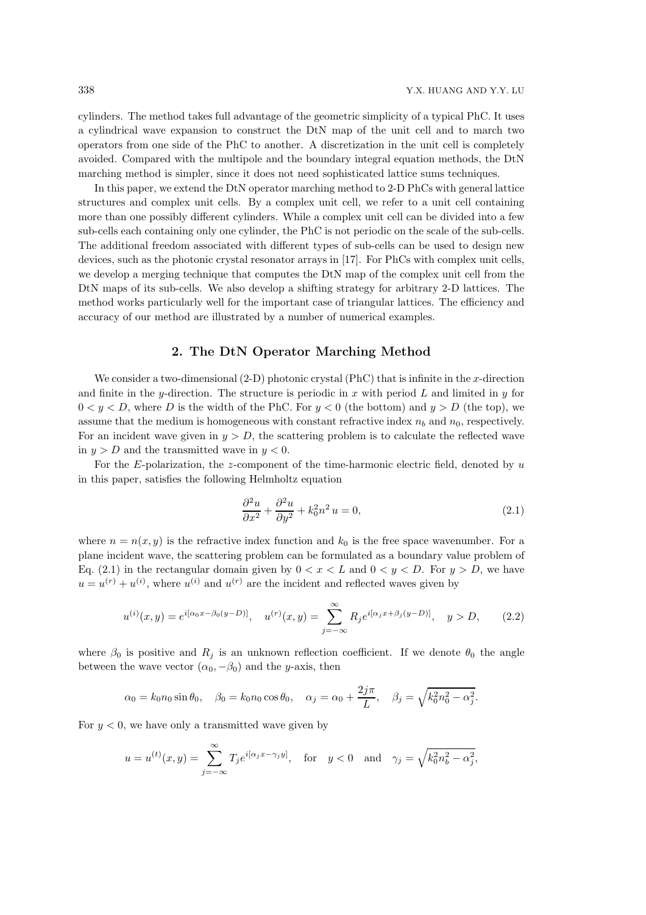cylinders. The method takes full advantage of the geometric simplicity of a typical PhC. It uses a cylindrical wave expansion to construct the DtN map of the unit cell and to march two operators from one side of the PhC to another. A discretization in the unit cell is completely avoided. Compared with the multipole and the boundary integral equation methods, the DtN marching method is simpler, since it does not need sophisticated lattice sums techniques.

In this paper, we extend the DtN operator marching method to 2-D PhCs with general lattice structures and complex unit cells. By a complex unit cell, we refer to a unit cell containing more than one possibly different cylinders. While a complex unit cell can be divided into a few sub-cells each containing only one cylinder, the PhC is not periodic on the scale of the sub-cells. The additional freedom associated with different types of sub-cells can be used to design new devices, such as the photonic crystal resonator arrays in [17]. For PhCs with complex unit cells, we develop a merging technique that computes the DtN map of the complex unit cell from the DtN maps of its sub-cells. We also develop a shifting strategy for arbitrary 2-D lattices. The method works particularly well for the important case of triangular lattices. The efficiency and accuracy of our method are illustrated by a number of numerical examples.

## 2. The DtN Operator Marching Method

We consider a two-dimensional (2-D) photonic crystal (PhC) that is infinite in the $x$-direction and finite in the $y$-direction. The structure is periodic in $x$ with period $L$ and limited in $y$ for $0 < y < D$, where $D$ is the width of the PhC. For $y < 0$ (the bottom) and $y > D$ (the top), we assume that the medium is homogeneous with constant refractive index $n_b$ and $n_0$, respectively. For an incident wave given in $y > D$, the scattering problem is to calculate the reflected wave in $y > D$ and the transmitted wave in $y < 0$.

For the $E$-polarization, the $z$-component of the time-harmonic electric field, denoted by $u$ in this paper, satisfies the following Helmholtz equation

$$\frac{\partial^2 u}{\partial x^2} + \frac{\partial^2 u}{\partial y^2} + k_0^2 n^2 \, u = 0, \tag{2.1}$$

where $n = n(x, y)$ is the refractive index function and $k_0$ is the free space wavenumber. For a plane incident wave, the scattering problem can be formulated as a boundary value problem of Eq. (2.1) in the rectangular domain given by $0 < x < L$ and $0 < y < D$. For $y > D$, we have $u = u^{(r)} + u^{(i)}$, where $u^{(i)}$ and $u^{(r)}$ are the incident and reflected waves given by

$$u^{(i)}(x, y) = e^{i[\alpha_0 x - \beta_0 (y-D)]}, \quad u^{(r)}(x, y) = \sum_{j=-\infty}^{\infty} R_j e^{i[\alpha_j x + \beta_j (y-D)]}, \quad y > D, \tag{2.2}$$

where $\beta_0$ is positive and $R_j$ is an unknown reflection coefficient. If we denote $\theta_0$ the angle between the wave vector $(\alpha_0, -\beta_0)$ and the $y$-axis, then

$$\alpha_0 = k_0 n_0 \sin\theta_0, \quad \beta_0 = k_0 n_0 \cos\theta_0, \quad \alpha_j = \alpha_0 + \frac{2j\pi}{L}, \quad \beta_j = \sqrt{k_0^2 n_0^2 - \alpha_j^2}.$$

For $y < 0$, we have only a transmitted wave given by

$$u = u^{(t)}(x, y) = \sum_{j=-\infty}^{\infty} T_j e^{i[\alpha_j x - \gamma_j y]}, \quad \text{for} \quad y < 0 \quad \text{and} \quad \gamma_j = \sqrt{k_0^2 n_b^2 - \alpha_j^2},$$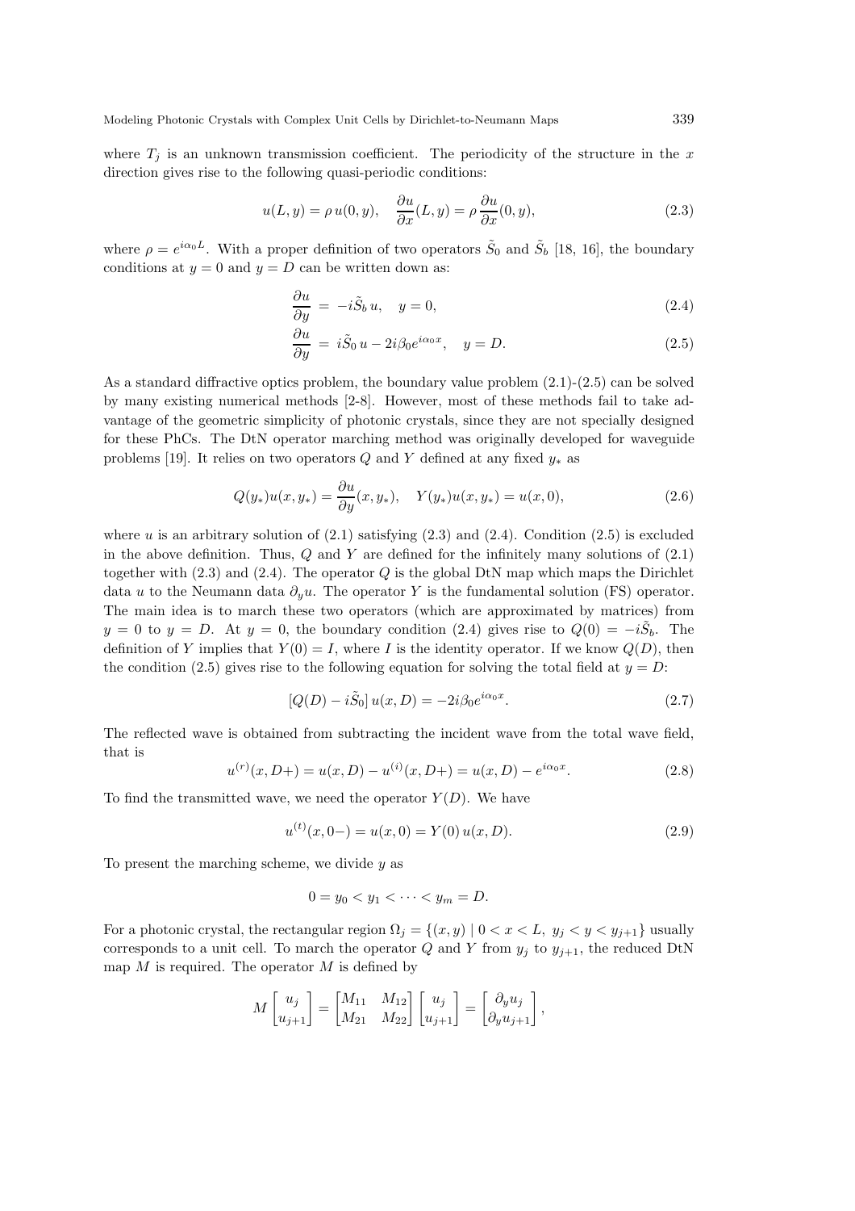where $T_j$ is an unknown transmission coefficient. The periodicity of the structure in the $x$ direction gives rise to the following quasi-periodic conditions:

$$u(L, y) = \rho\, u(0, y), \quad \frac{\partial u}{\partial x}(L, y) = \rho\, \frac{\partial u}{\partial x}(0, y), \tag{2.3}$$

where $\rho = e^{i\alpha_0 L}$. With a proper definition of two operators $\tilde{S}_0$ and $\tilde{S}_b$ [18, 16], the boundary conditions at $y = 0$ and $y = D$ can be written down as:

$$\frac{\partial u}{\partial y} = -i\tilde{S}_b\, u, \quad y = 0, \tag{2.4}$$

$$\frac{\partial u}{\partial y} = i\tilde{S}_0\, u - 2i\beta_0 e^{i\alpha_0 x}, \quad y = D. \tag{2.5}$$

As a standard diffractive optics problem, the boundary value problem (2.1)-(2.5) can be solved by many existing numerical methods [2-8]. However, most of these methods fail to take advantage of the geometric simplicity of photonic crystals, since they are not specially designed for these PhCs. The DtN operator marching method was originally developed for waveguide problems [19]. It relies on two operators $Q$ and $Y$ defined at any fixed $y_*$ as

$$Q(y_*)u(x, y_*) = \frac{\partial u}{\partial y}(x, y_*), \quad Y(y_*)u(x, y_*) = u(x, 0), \tag{2.6}$$

where $u$ is an arbitrary solution of (2.1) satisfying (2.3) and (2.4). Condition (2.5) is excluded in the above definition. Thus, $Q$ and $Y$ are defined for the infinitely many solutions of (2.1) together with (2.3) and (2.4). The operator $Q$ is the global DtN map which maps the Dirichlet data $u$ to the Neumann data $\partial_y u$. The operator $Y$ is the fundamental solution (FS) operator. The main idea is to march these two operators (which are approximated by matrices) from $y = 0$ to $y = D$. At $y = 0$, the boundary condition (2.4) gives rise to $Q(0) = -i\tilde{S}_b$. The definition of $Y$ implies that $Y(0) = I$, where $I$ is the identity operator. If we know $Q(D)$, then the condition (2.5) gives rise to the following equation for solving the total field at $y = D$:

$$\left[Q(D) - i\tilde{S}_0\right] u(x, D) = -2i\beta_0 e^{i\alpha_0 x}. \tag{2.7}$$

The reflected wave is obtained from subtracting the incident wave from the total wave field, that is

$$u^{(r)}(x, D+) = u(x, D) - u^{(i)}(x, D+) = u(x, D) - e^{i\alpha_0 x}. \tag{2.8}$$

To find the transmitted wave, we need the operator $Y(D)$. We have

$$u^{(t)}(x, 0-) = u(x, 0) = Y(0)\, u(x, D). \tag{2.9}$$

To present the marching scheme, we divide $y$ as

$$0 = y_0 < y_1 < \cdots < y_m = D.$$

For a photonic crystal, the rectangular region $\Omega_j = \{(x, y) \mid 0 < x < L,\ y_j < y < y_{j+1}\}$ usually corresponds to a unit cell. To march the operator $Q$ and $Y$ from $y_j$ to $y_{j+1}$, the reduced DtN map $M$ is required. The operator $M$ is defined by

$$M \begin{bmatrix} u_j \\ u_{j+1} \end{bmatrix} = \begin{bmatrix} M_{11} & M_{12} \\ M_{21} & M_{22} \end{bmatrix} \begin{bmatrix} u_j \\ u_{j+1} \end{bmatrix} = \begin{bmatrix} \partial_y u_j \\ \partial_y u_{j+1} \end{bmatrix},$$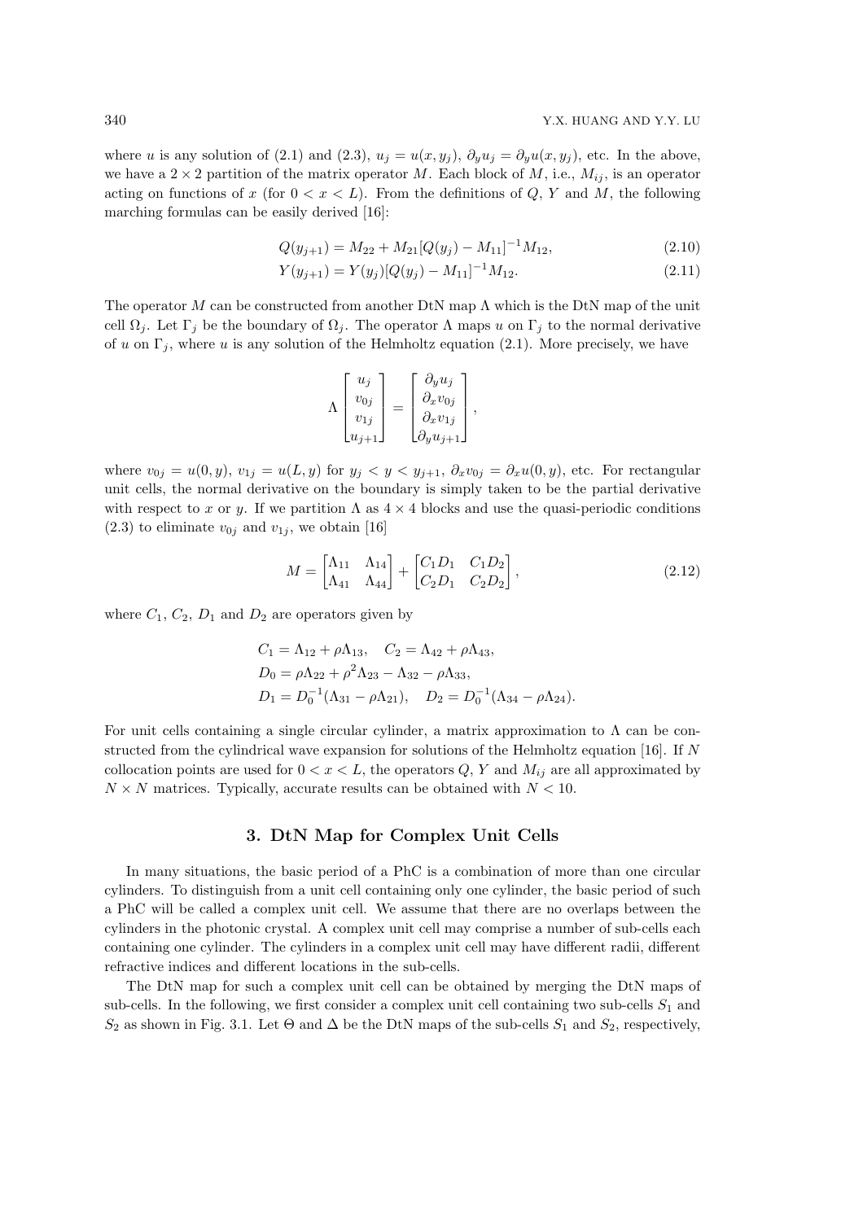where $u$ is any solution of (2.1) and (2.3), $u_j = u(x, y_j)$, $\partial_y u_j = \partial_y u(x, y_j)$, etc. In the above, we have a $2 \times 2$ partition of the matrix operator $M$. Each block of $M$, i.e., $M_{ij}$, is an operator acting on functions of $x$ (for $0 < x < L$). From the definitions of $Q$, $Y$ and $M$, the following marching formulas can be easily derived [16]:

$$Q(y_{j+1}) = M_{22} + M_{21}[Q(y_j) - M_{11}]^{-1}M_{12}, \tag{2.10}$$

$$Y(y_{j+1}) = Y(y_j)[Q(y_j) - M_{11}]^{-1}M_{12}. \tag{2.11}$$

The operator $M$ can be constructed from another DtN map $\Lambda$ which is the DtN map of the unit cell $\Omega_j$. Let $\Gamma_j$ be the boundary of $\Omega_j$. The operator $\Lambda$ maps $u$ on $\Gamma_j$ to the normal derivative of $u$ on $\Gamma_j$, where $u$ is any solution of the Helmholtz equation (2.1). More precisely, we have

$$\Lambda \begin{bmatrix} u_j \\ v_{0j} \\ v_{1j} \\ u_{j+1} \end{bmatrix} = \begin{bmatrix} \partial_y u_j \\ \partial_x v_{0j} \\ \partial_x v_{1j} \\ \partial_y u_{j+1} \end{bmatrix},$$

where $v_{0j} = u(0, y)$, $v_{1j} = u(L, y)$ for $y_j < y < y_{j+1}$, $\partial_x v_{0j} = \partial_x u(0, y)$, etc. For rectangular unit cells, the normal derivative on the boundary is simply taken to be the partial derivative with respect to $x$ or $y$. If we partition $\Lambda$ as $4 \times 4$ blocks and use the quasi-periodic conditions (2.3) to eliminate $v_{0j}$ and $v_{1j}$, we obtain [16]

$$M = \begin{bmatrix} \Lambda_{11} & \Lambda_{14} \\ \Lambda_{41} & \Lambda_{44} \end{bmatrix} + \begin{bmatrix} C_1 D_1 & C_1 D_2 \\ C_2 D_1 & C_2 D_2 \end{bmatrix}, \tag{2.12}$$

where $C_1$, $C_2$, $D_1$ and $D_2$ are operators given by

$$C_1 = \Lambda_{12} + \rho\Lambda_{13}, \quad C_2 = \Lambda_{42} + \rho\Lambda_{43},$$
$$D_0 = \rho\Lambda_{22} + \rho^2\Lambda_{23} - \Lambda_{32} - \rho\Lambda_{33},$$
$$D_1 = D_0^{-1}(\Lambda_{31} - \rho\Lambda_{21}), \quad D_2 = D_0^{-1}(\Lambda_{34} - \rho\Lambda_{24}).$$

For unit cells containing a single circular cylinder, a matrix approximation to $\Lambda$ can be constructed from the cylindrical wave expansion for solutions of the Helmholtz equation [16]. If $N$ collocation points are used for $0 < x < L$, the operators $Q$, $Y$ and $M_{ij}$ are all approximated by $N \times N$ matrices. Typically, accurate results can be obtained with $N < 10$.

## 3. DtN Map for Complex Unit Cells

In many situations, the basic period of a PhC is a combination of more than one circular cylinders. To distinguish from a unit cell containing only one cylinder, the basic period of such a PhC will be called a complex unit cell. We assume that there are no overlaps between the cylinders in the photonic crystal. A complex unit cell may comprise a number of sub-cells each containing one cylinder. The cylinders in a complex unit cell may have different radii, different refractive indices and different locations in the sub-cells.

The DtN map for such a complex unit cell can be obtained by merging the DtN maps of sub-cells. In the following, we first consider a complex unit cell containing two sub-cells $S_1$ and $S_2$ as shown in Fig. 3.1. Let $\Theta$ and $\Delta$ be the DtN maps of the sub-cells $S_1$ and $S_2$, respectively,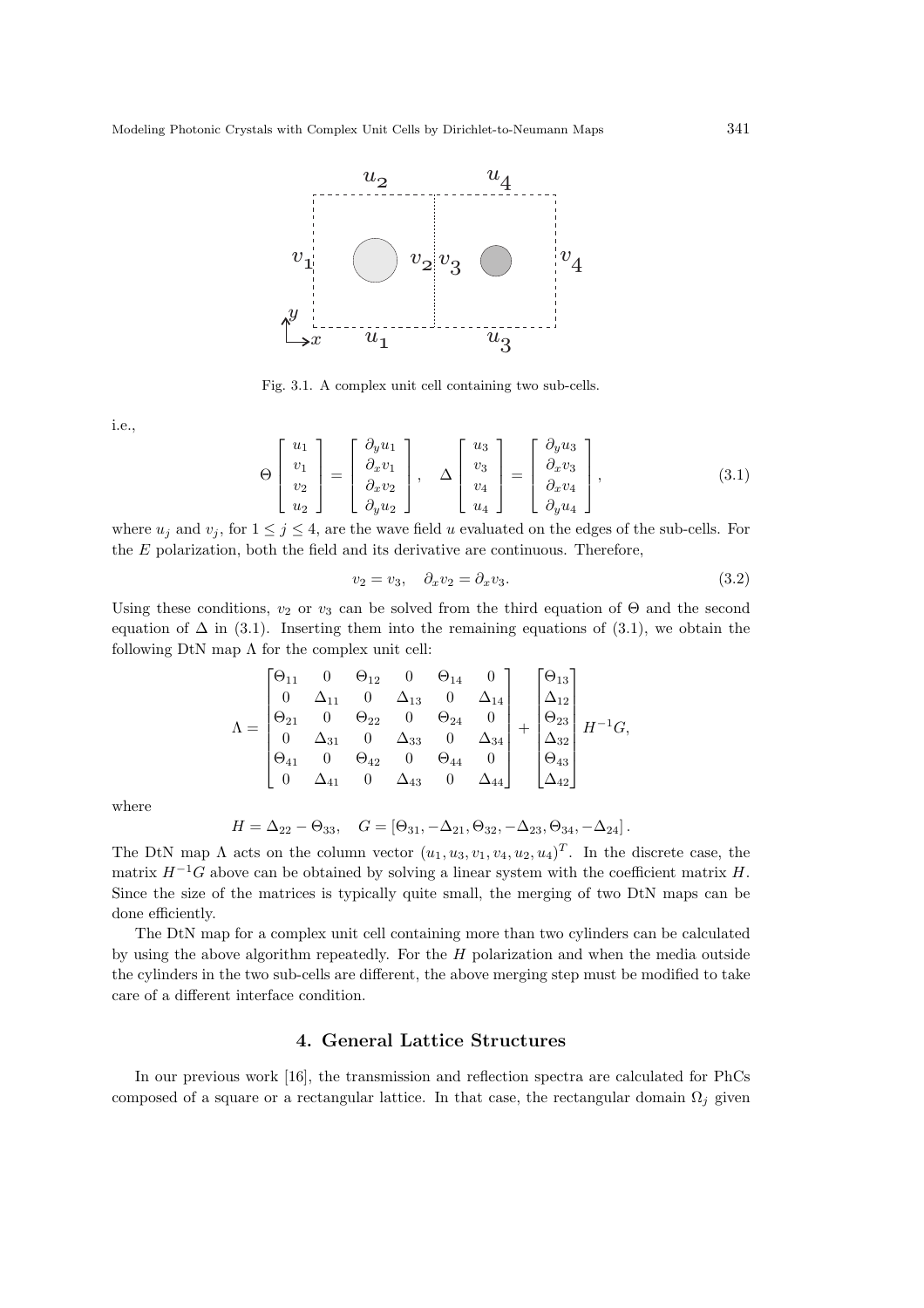Fig. 3.1. A complex unit cell containing two sub-cells.

i.e.,

$$\Theta \begin{bmatrix} u_1 \\ v_1 \\ v_2 \\ u_2 \end{bmatrix} = \begin{bmatrix} \partial_y u_1 \\ \partial_x v_1 \\ \partial_x v_2 \\ \partial_y u_2 \end{bmatrix}, \quad \Delta \begin{bmatrix} u_3 \\ v_3 \\ v_4 \\ u_4 \end{bmatrix} = \begin{bmatrix} \partial_y u_3 \\ \partial_x v_3 \\ \partial_x v_4 \\ \partial_y u_4 \end{bmatrix}, \tag{3.1}$$

where $u_j$ and $v_j$, for $1 \le j \le 4$, are the wave field $u$ evaluated on the edges of the sub-cells. For the $E$ polarization, both the field and its derivative are continuous. Therefore,

$$v_2 = v_3, \quad \partial_x v_2 = \partial_x v_3. \tag{3.2}$$

Using these conditions, $v_2$ or $v_3$ can be solved from the third equation of $\Theta$ and the second equation of $\Delta$ in (3.1). Inserting them into the remaining equations of (3.1), we obtain the following DtN map $\Lambda$ for the complex unit cell:

$$\Lambda = \begin{bmatrix} \Theta_{11} & 0 & \Theta_{12} & 0 & \Theta_{14} & 0 \\ 0 & \Delta_{11} & 0 & \Delta_{13} & 0 & \Delta_{14} \\ \Theta_{21} & 0 & \Theta_{22} & 0 & \Theta_{24} & 0 \\ 0 & \Delta_{31} & 0 & \Delta_{33} & 0 & \Delta_{34} \\ \Theta_{41} & 0 & \Theta_{42} & 0 & \Theta_{44} & 0 \\ 0 & \Delta_{41} & 0 & \Delta_{43} & 0 & \Delta_{44} \end{bmatrix} + \begin{bmatrix} \Theta_{13} \\ \Delta_{12} \\ \Theta_{23} \\ \Delta_{32} \\ \Theta_{43} \\ \Delta_{42} \end{bmatrix} H^{-1} G,$$

where

$$H = \Delta_{22} - \Theta_{33}, \quad G = [\Theta_{31}, -\Delta_{21}, \Theta_{32}, -\Delta_{23}, \Theta_{34}, -\Delta_{24}].$$

The DtN map $\Lambda$ acts on the column vector $(u_1, u_3, v_1, v_4, u_2, u_4)^T$. In the discrete case, the matrix $H^{-1}G$ above can be obtained by solving a linear system with the coefficient matrix $H$. Since the size of the matrices is typically quite small, the merging of two DtN maps can be done efficiently.

The DtN map for a complex unit cell containing more than two cylinders can be calculated by using the above algorithm repeatedly. For the $H$ polarization and when the media outside the cylinders in the two sub-cells are different, the above merging step must be modified to take care of a different interface condition.

## 4. General Lattice Structures

In our previous work [16], the transmission and reflection spectra are calculated for PhCs composed of a square or a rectangular lattice. In that case, the rectangular domain $\Omega_j$ given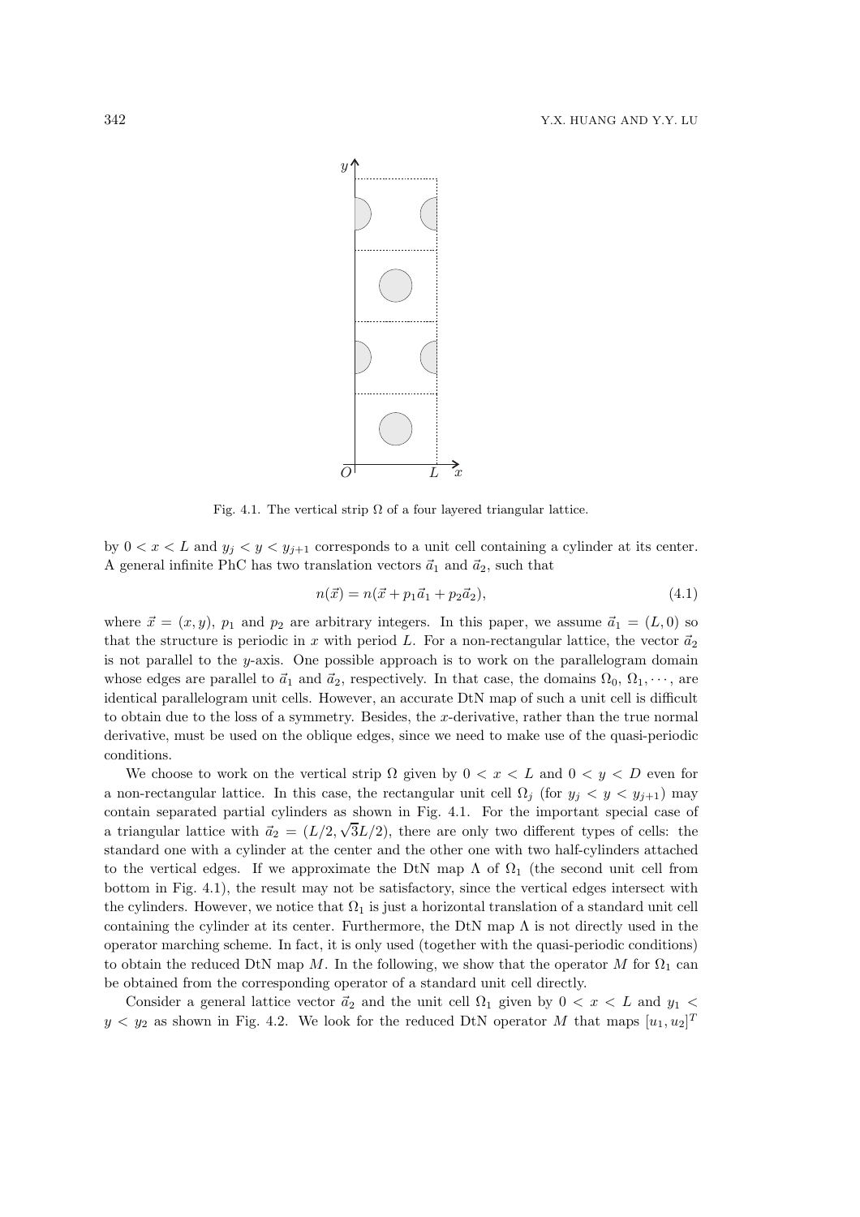Fig. 4.1. The vertical strip $\Omega$ of a four layered triangular lattice.

by $0 < x < L$ and $y_j < y < y_{j+1}$ corresponds to a unit cell containing a cylinder at its center. A general infinite PhC has two translation vectors $\vec{a}_1$ and $\vec{a}_2$, such that

$$n(\vec{x}) = n(\vec{x} + p_1\vec{a}_1 + p_2\vec{a}_2), \tag{4.1}$$

where $\vec{x} = (x, y)$, $p_1$ and $p_2$ are arbitrary integers. In this paper, we assume $\vec{a}_1 = (L, 0)$ so that the structure is periodic in $x$ with period $L$. For a non-rectangular lattice, the vector $\vec{a}_2$ is not parallel to the $y$-axis. One possible approach is to work on the parallelogram domain whose edges are parallel to $\vec{a}_1$ and $\vec{a}_2$, respectively. In that case, the domains $\Omega_0$, $\Omega_1, \cdots$, are identical parallelogram unit cells. However, an accurate DtN map of such a unit cell is difficult to obtain due to the loss of a symmetry. Besides, the $x$-derivative, rather than the true normal derivative, must be used on the oblique edges, since we need to make use of the quasi-periodic conditions.

We choose to work on the vertical strip $\Omega$ given by $0 < x < L$ and $0 < y < D$ even for a non-rectangular lattice. In this case, the rectangular unit cell $\Omega_j$ (for $y_j < y < y_{j+1}$) may contain separated partial cylinders as shown in Fig. 4.1. For the important special case of a triangular lattice with $\vec{a}_2 = (L/2, \sqrt{3}L/2)$, there are only two different types of cells: the standard one with a cylinder at the center and the other one with two half-cylinders attached to the vertical edges. If we approximate the DtN map $\Lambda$ of $\Omega_1$ (the second unit cell from bottom in Fig. 4.1), the result may not be satisfactory, since the vertical edges intersect with the cylinders. However, we notice that $\Omega_1$ is just a horizontal translation of a standard unit cell containing the cylinder at its center. Furthermore, the DtN map $\Lambda$ is not directly used in the operator marching scheme. In fact, it is only used (together with the quasi-periodic conditions) to obtain the reduced DtN map $M$. In the following, we show that the operator $M$ for $\Omega_1$ can be obtained from the corresponding operator of a standard unit cell directly.

Consider a general lattice vector $\vec{a}_2$ and the unit cell $\Omega_1$ given by $0 < x < L$ and $y_1 < y < y_2$ as shown in Fig. 4.2. We look for the reduced DtN operator $M$ that maps $[u_1, u_2]^T$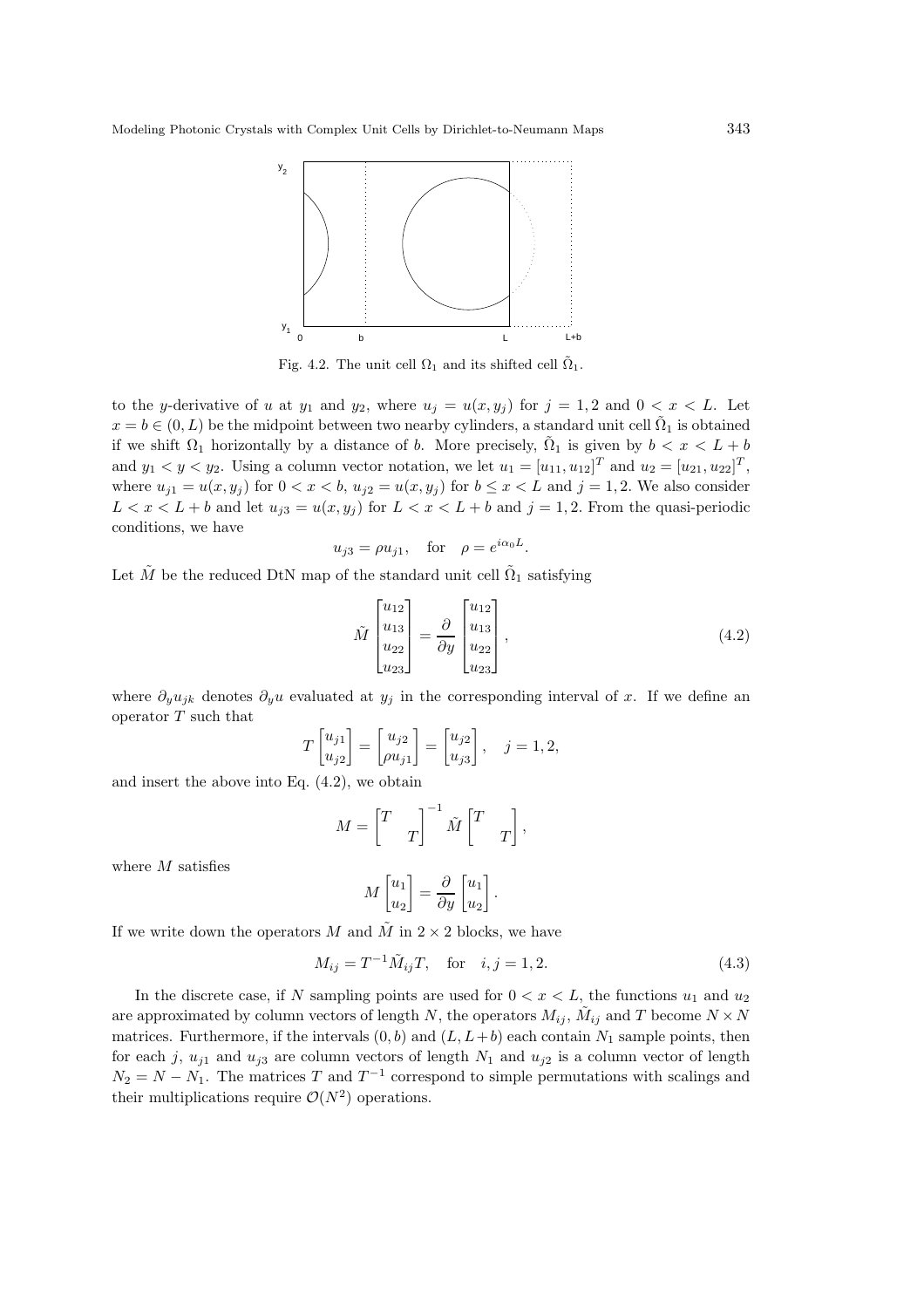Fig. 4.2. The unit cell $\Omega_1$ and its shifted cell $\tilde{\Omega}_1$.

to the $y$-derivative of $u$ at $y_1$ and $y_2$, where $u_j = u(x, y_j)$ for $j = 1, 2$ and $0 < x < L$. Let $x = b \in (0, L)$ be the midpoint between two nearby cylinders, a standard unit cell $\tilde{\Omega}_1$ is obtained if we shift $\Omega_1$ horizontally by a distance of $b$. More precisely, $\tilde{\Omega}_1$ is given by $b < x < L + b$ and $y_1 < y < y_2$. Using a column vector notation, we let $u_1 = [u_{11}, u_{12}]^T$ and $u_2 = [u_{21}, u_{22}]^T$, where $u_{j1} = u(x, y_j)$ for $0 < x < b$, $u_{j2} = u(x, y_j)$ for $b \le x < L$ and $j = 1, 2$. We also consider $L < x < L + b$ and let $u_{j3} = u(x, y_j)$ for $L < x < L + b$ and $j = 1, 2$. From the quasi-periodic conditions, we have

$$u_{j3} = \rho u_{j1}, \quad \text{for} \quad \rho = e^{i\alpha_0 L}.$$

Let $\tilde{M}$ be the reduced DtN map of the standard unit cell $\tilde{\Omega}_1$ satisfying

$$\tilde{M} \begin{bmatrix} u_{12} \\ u_{13} \\ u_{22} \\ u_{23} \end{bmatrix} = \frac{\partial}{\partial y} \begin{bmatrix} u_{12} \\ u_{13} \\ u_{22} \\ u_{23} \end{bmatrix}, \tag{4.2}$$

where $\partial_y u_{jk}$ denotes $\partial_y u$ evaluated at $y_j$ in the corresponding interval of $x$. If we define an operator $T$ such that

$$T \begin{bmatrix} u_{j1} \\ u_{j2} \end{bmatrix} = \begin{bmatrix} u_{j2} \\ \rho u_{j1} \end{bmatrix} = \begin{bmatrix} u_{j2} \\ u_{j3} \end{bmatrix}, \quad j = 1, 2,$$

and insert the above into Eq. (4.2), we obtain

$$M = \begin{bmatrix} T & \\ & T \end{bmatrix}^{-1} \tilde{M} \begin{bmatrix} T & \\ & T \end{bmatrix},$$

where $M$ satisfies

$$M \begin{bmatrix} u_1 \\ u_2 \end{bmatrix} = \frac{\partial}{\partial y} \begin{bmatrix} u_1 \\ u_2 \end{bmatrix}.$$

If we write down the operators $M$ and $\tilde{M}$ in $2 \times 2$ blocks, we have

$$M_{ij} = T^{-1} \tilde{M}_{ij} T, \quad \text{for} \quad i, j = 1, 2. \tag{4.3}$$

In the discrete case, if $N$ sampling points are used for $0 < x < L$, the functions $u_1$ and $u_2$ are approximated by column vectors of length $N$, the operators $M_{ij}$, $\tilde{M}_{ij}$ and $T$ become $N \times N$ matrices. Furthermore, if the intervals $(0, b)$ and $(L, L+b)$ each contain $N_1$ sample points, then for each $j$, $u_{j1}$ and $u_{j3}$ are column vectors of length $N_1$ and $u_{j2}$ is a column vector of length $N_2 = N - N_1$. The matrices $T$ and $T^{-1}$ correspond to simple permutations with scalings and their multiplications require $\mathcal{O}(N^2)$ operations.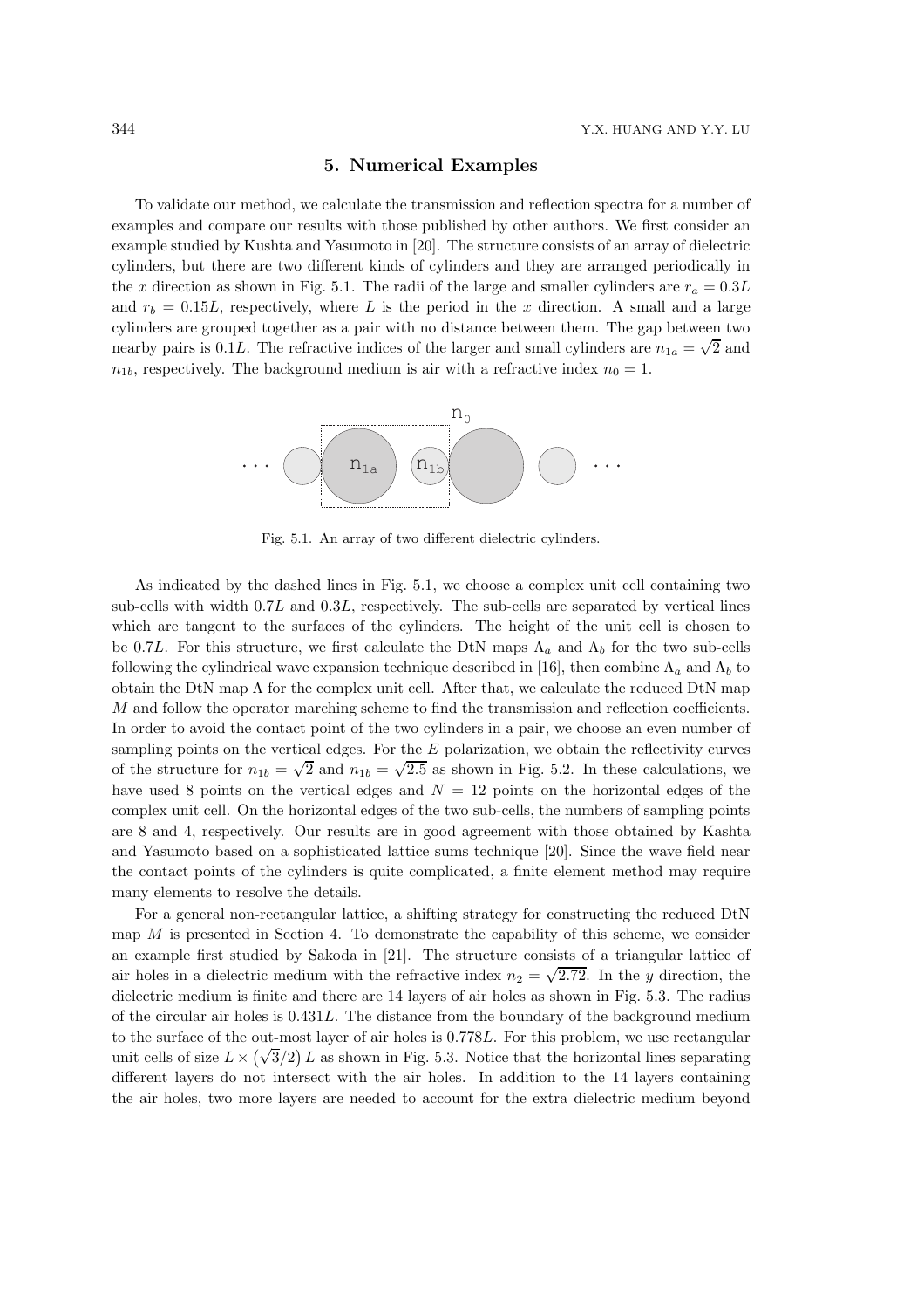## 5. Numerical Examples

To validate our method, we calculate the transmission and reflection spectra for a number of examples and compare our results with those published by other authors. We first consider an example studied by Kushta and Yasumoto in [20]. The structure consists of an array of dielectric cylinders, but there are two different kinds of cylinders and they are arranged periodically in the $x$ direction as shown in Fig. 5.1. The radii of the large and smaller cylinders are $r_a = 0.3L$ and $r_b = 0.15L$, respectively, where $L$ is the period in the $x$ direction. A small and a large cylinders are grouped together as a pair with no distance between them. The gap between two nearby pairs is $0.1L$. The refractive indices of the larger and small cylinders are $n_{1a} = \sqrt{2}$ and $n_{1b}$, respectively. The background medium is air with a refractive index $n_0 = 1$.

Fig. 5.1. An array of two different dielectric cylinders.

As indicated by the dashed lines in Fig. 5.1, we choose a complex unit cell containing two sub-cells with width $0.7L$ and $0.3L$, respectively. The sub-cells are separated by vertical lines which are tangent to the surfaces of the cylinders. The height of the unit cell is chosen to be $0.7L$. For this structure, we first calculate the DtN maps $\Lambda_a$ and $\Lambda_b$ for the two sub-cells following the cylindrical wave expansion technique described in [16], then combine $\Lambda_a$ and $\Lambda_b$ to obtain the DtN map $\Lambda$ for the complex unit cell. After that, we calculate the reduced DtN map $M$ and follow the operator marching scheme to find the transmission and reflection coefficients. In order to avoid the contact point of the two cylinders in a pair, we choose an even number of sampling points on the vertical edges. For the $E$ polarization, we obtain the reflectivity curves of the structure for $n_{1b} = \sqrt{2}$ and $n_{1b} = \sqrt{2.5}$ as shown in Fig. 5.2. In these calculations, we have used 8 points on the vertical edges and $N = 12$ points on the horizontal edges of the complex unit cell. On the horizontal edges of the two sub-cells, the numbers of sampling points are 8 and 4, respectively. Our results are in good agreement with those obtained by Kashta and Yasumoto based on a sophisticated lattice sums technique [20]. Since the wave field near the contact points of the cylinders is quite complicated, a finite element method may require many elements to resolve the details.

For a general non-rectangular lattice, a shifting strategy for constructing the reduced DtN map $M$ is presented in Section 4. To demonstrate the capability of this scheme, we consider an example first studied by Sakoda in [21]. The structure consists of a triangular lattice of air holes in a dielectric medium with the refractive index $n_2 = \sqrt{2.72}$. In the $y$ direction, the dielectric medium is finite and there are 14 layers of air holes as shown in Fig. 5.3. The radius of the circular air holes is $0.431L$. The distance from the boundary of the background medium to the surface of the out-most layer of air holes is $0.778L$. For this problem, we use rectangular unit cells of size $L \times (\sqrt{3}/2)\, L$ as shown in Fig. 5.3. Notice that the horizontal lines separating different layers do not intersect with the air holes. In addition to the 14 layers containing the air holes, two more layers are needed to account for the extra dielectric medium beyond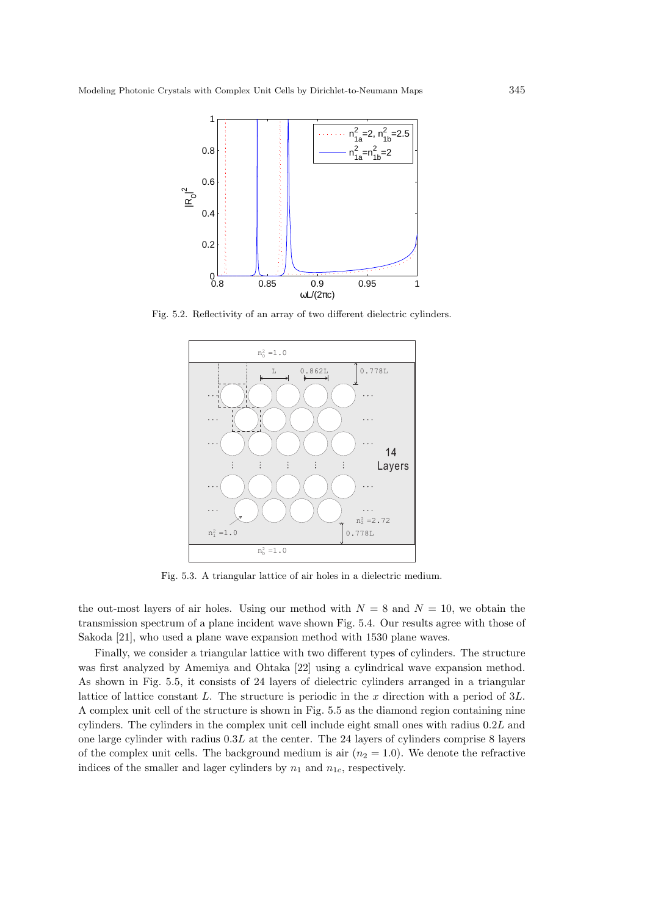Fig. 5.2. Reflectivity of an array of two different dielectric cylinders.

Fig. 5.3. A triangular lattice of air holes in a dielectric medium.

the out-most layers of air holes. Using our method with $N = 8$ and $N = 10$, we obtain the transmission spectrum of a plane incident wave shown Fig. 5.4. Our results agree with those of Sakoda [21], who used a plane wave expansion method with 1530 plane waves.

Finally, we consider a triangular lattice with two different types of cylinders. The structure was first analyzed by Amemiya and Ohtaka [22] using a cylindrical wave expansion method. As shown in Fig. 5.5, it consists of 24 layers of dielectric cylinders arranged in a triangular lattice of lattice constant $L$. The structure is periodic in the $x$ direction with a period of $3L$. A complex unit cell of the structure is shown in Fig. 5.5 as the diamond region containing nine cylinders. The cylinders in the complex unit cell include eight small ones with radius $0.2L$ and one large cylinder with radius $0.3L$ at the center. The 24 layers of cylinders comprise 8 layers of the complex unit cells. The background medium is air ($n_2 = 1.0$). We denote the refractive indices of the smaller and lager cylinders by $n_1$ and $n_{1c}$, respectively.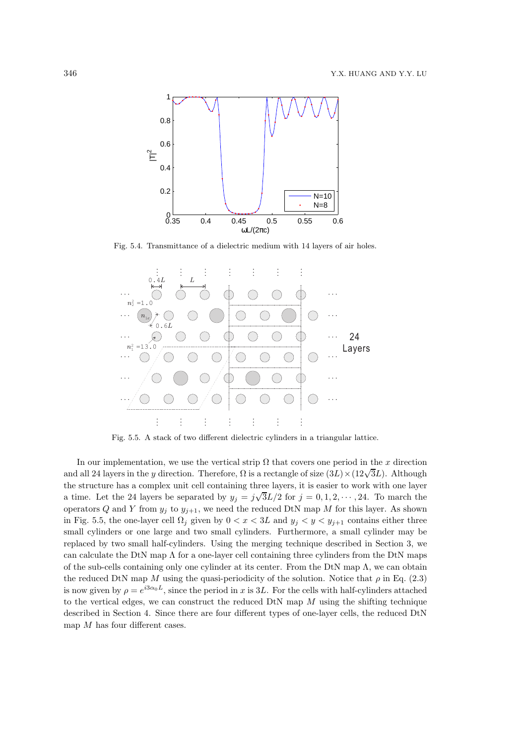Fig. 5.4. Transmittance of a dielectric medium with 14 layers of air holes.

Fig. 5.5. A stack of two different dielectric cylinders in a triangular lattice.

In our implementation, we use the vertical strip $\Omega$ that covers one period in the $x$ direction and all 24 layers in the $y$ direction. Therefore, $\Omega$ is a rectangle of size $(3L) \times (12\sqrt{3}L)$. Although the structure has a complex unit cell containing three layers, it is easier to work with one layer a time. Let the 24 layers be separated by $y_j = j\sqrt{3}L/2$ for $j = 0, 1, 2, \cdots, 24$. To march the operators $Q$ and $Y$ from $y_j$ to $y_{j+1}$, we need the reduced DtN map $M$ for this layer. As shown in Fig. 5.5, the one-layer cell $\Omega_j$ given by $0 < x < 3L$ and $y_j < y < y_{j+1}$ contains either three small cylinders or one large and two small cylinders. Furthermore, a small cylinder may be replaced by two small half-cylinders. Using the merging technique described in Section 3, we can calculate the DtN map $\Lambda$ for a one-layer cell containing three cylinders from the DtN maps of the sub-cells containing only one cylinder at its center. From the DtN map $\Lambda$, we can obtain the reduced DtN map $M$ using the quasi-periodicity of the solution. Notice that $\rho$ in Eq. (2.3) is now given by $\rho = e^{i3\alpha_0 L}$, since the period in $x$ is $3L$. For the cells with half-cylinders attached to the vertical edges, we can construct the reduced DtN map $M$ using the shifting technique described in Section 4. Since there are four different types of one-layer cells, the reduced DtN map $M$ has four different cases.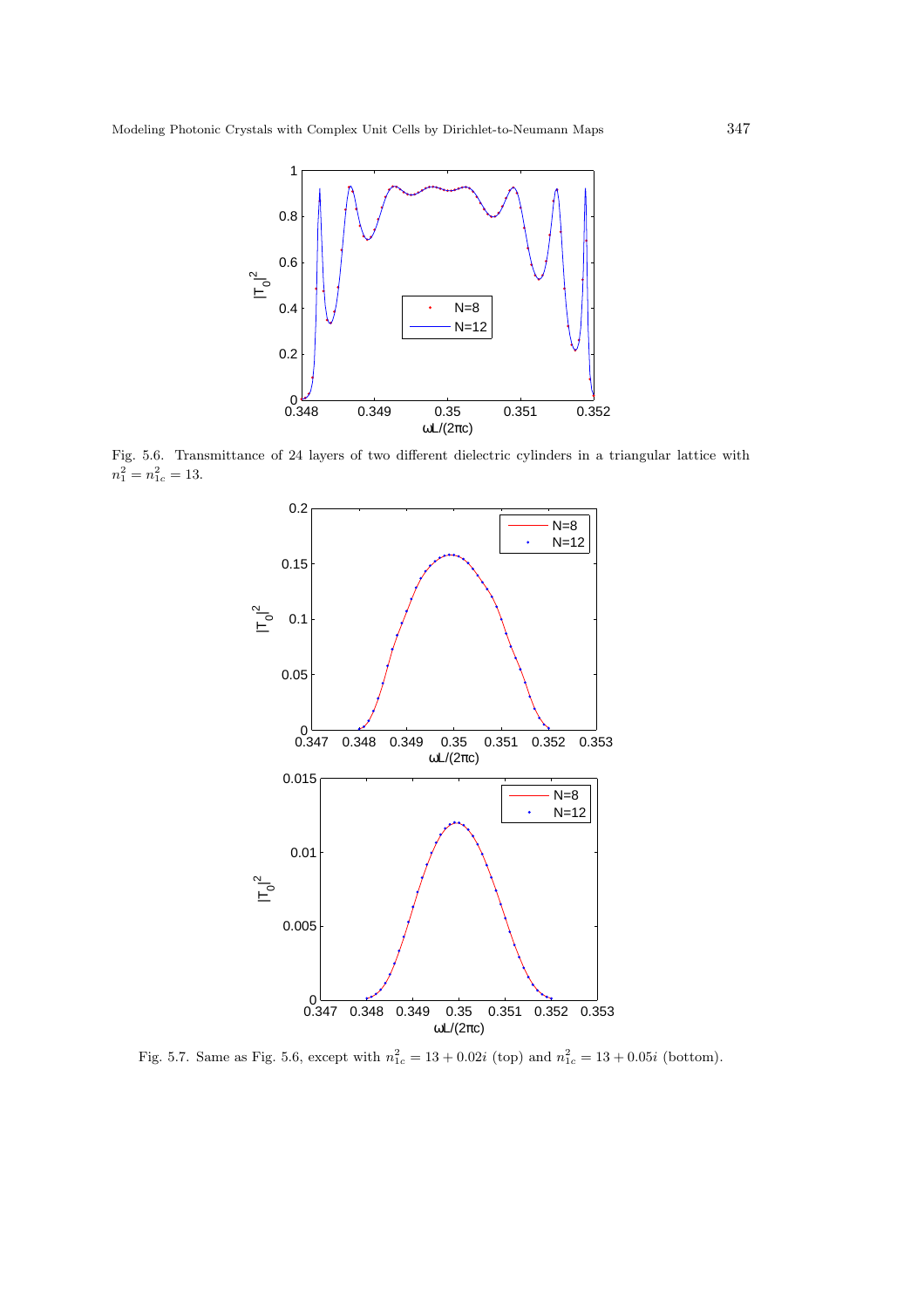Fig. 5.6. Transmittance of 24 layers of two different dielectric cylinders in a triangular lattice with $n_1^2 = n_{1c}^2 = 13$.

Fig. 5.7. Same as Fig. 5.6, except with $n_{1c}^2 = 13 + 0.02i$ (top) and $n_{1c}^2 = 13 + 0.05i$ (bottom).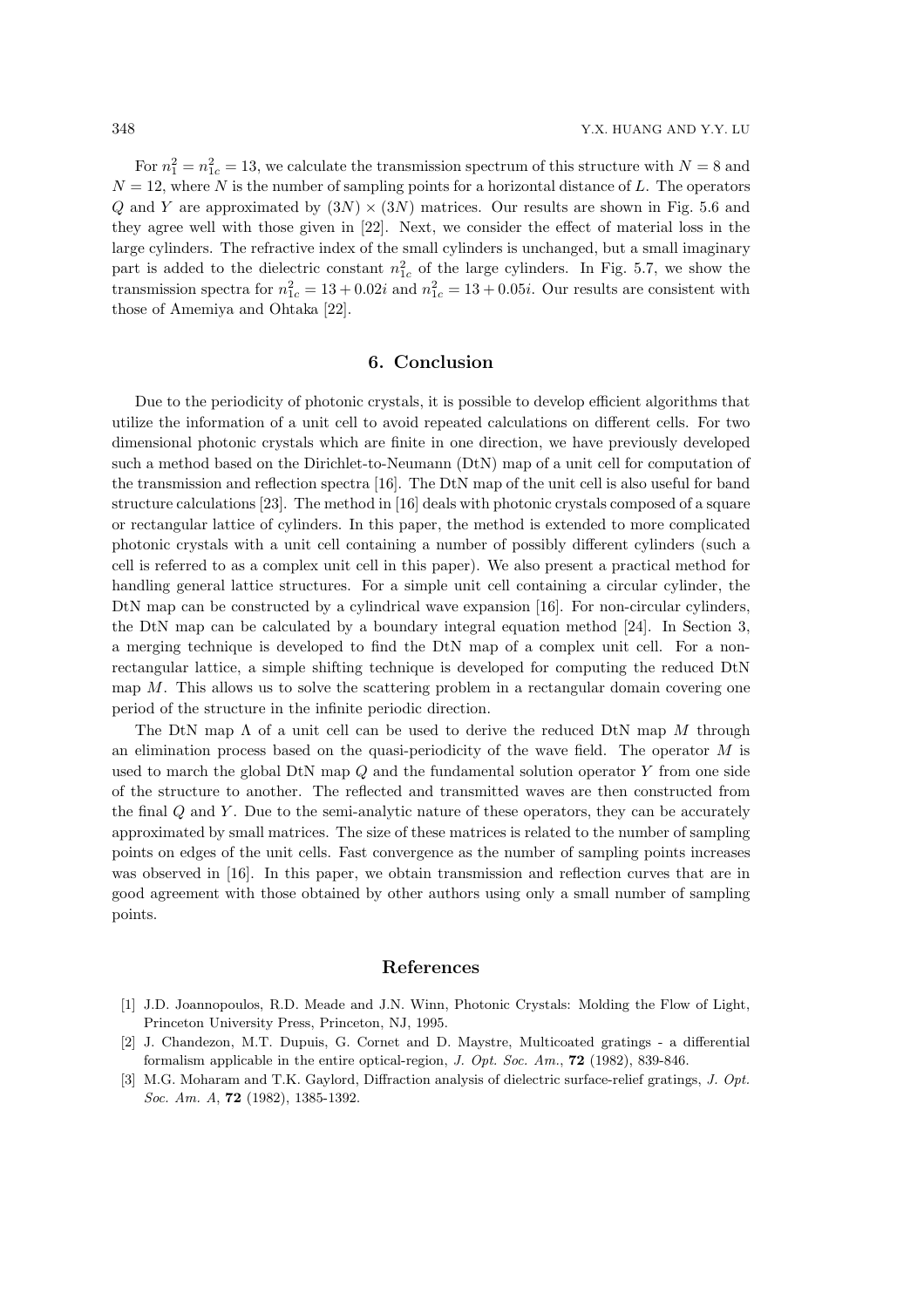For $n_1^2 = n_{1c}^2 = 13$, we calculate the transmission spectrum of this structure with $N = 8$ and $N = 12$, where $N$ is the number of sampling points for a horizontal distance of $L$. The operators $Q$ and $Y$ are approximated by $(3N) \times (3N)$ matrices. Our results are shown in Fig. 5.6 and they agree well with those given in [22]. Next, we consider the effect of material loss in the large cylinders. The refractive index of the small cylinders is unchanged, but a small imaginary part is added to the dielectric constant $n_{1c}^2$ of the large cylinders. In Fig. 5.7, we show the transmission spectra for $n_{1c}^2 = 13 + 0.02i$ and $n_{1c}^2 = 13 + 0.05i$. Our results are consistent with those of Amemiya and Ohtaka [22].

## 6. Conclusion

Due to the periodicity of photonic crystals, it is possible to develop efficient algorithms that utilize the information of a unit cell to avoid repeated calculations on different cells. For two dimensional photonic crystals which are finite in one direction, we have previously developed such a method based on the Dirichlet-to-Neumann (DtN) map of a unit cell for computation of the transmission and reflection spectra [16]. The DtN map of the unit cell is also useful for band structure calculations [23]. The method in [16] deals with photonic crystals composed of a square or rectangular lattice of cylinders. In this paper, the method is extended to more complicated photonic crystals with a unit cell containing a number of possibly different cylinders (such a cell is referred to as a complex unit cell in this paper). We also present a practical method for handling general lattice structures. For a simple unit cell containing a circular cylinder, the DtN map can be constructed by a cylindrical wave expansion [16]. For non-circular cylinders, the DtN map can be calculated by a boundary integral equation method [24]. In Section 3, a merging technique is developed to find the DtN map of a complex unit cell. For a non-rectangular lattice, a simple shifting technique is developed for computing the reduced DtN map $M$. This allows us to solve the scattering problem in a rectangular domain covering one period of the structure in the infinite periodic direction.

The DtN map $\Lambda$ of a unit cell can be used to derive the reduced DtN map $M$ through an elimination process based on the quasi-periodicity of the wave field. The operator $M$ is used to march the global DtN map $Q$ and the fundamental solution operator $Y$ from one side of the structure to another. The reflected and transmitted waves are then constructed from the final $Q$ and $Y$. Due to the semi-analytic nature of these operators, they can be accurately approximated by small matrices. The size of these matrices is related to the number of sampling points on edges of the unit cells. Fast convergence as the number of sampling points increases was observed in [16]. In this paper, we obtain transmission and reflection curves that are in good agreement with those obtained by other authors using only a small number of sampling points.

## References

[1] J.D. Joannopoulos, R.D. Meade and J.N. Winn, Photonic Crystals: Molding the Flow of Light, Princeton University Press, Princeton, NJ, 1995.

[2] J. Chandezon, M.T. Dupuis, G. Cornet and D. Maystre, Multicoated gratings - a differential formalism applicable in the entire optical-region, *J. Opt. Soc. Am.*, **72** (1982), 839-846.

[3] M.G. Moharam and T.K. Gaylord, Diffraction analysis of dielectric surface-relief gratings, *J. Opt. Soc. Am. A*, **72** (1982), 1385-1392.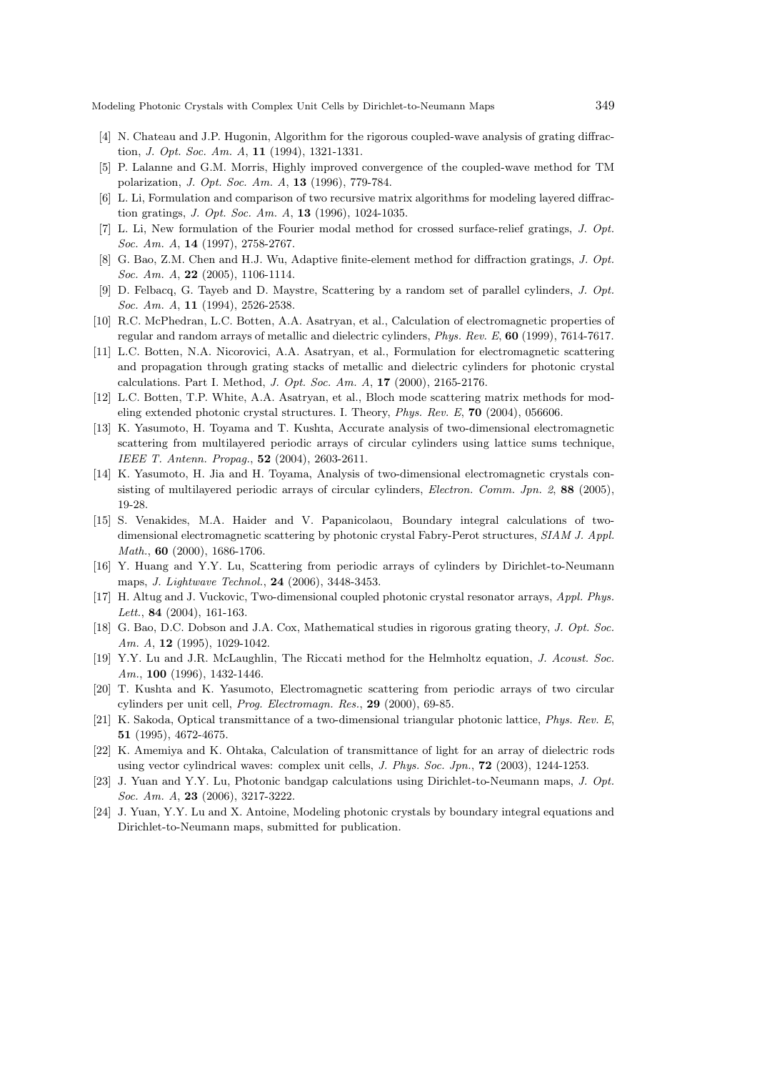[4] N. Chateau and J.P. Hugonin, Algorithm for the rigorous coupled-wave analysis of grating diffraction, *J. Opt. Soc. Am. A*, **11** (1994), 1321-1331.

[5] P. Lalanne and G.M. Morris, Highly improved convergence of the coupled-wave method for TM polarization, *J. Opt. Soc. Am. A*, **13** (1996), 779-784.

[6] L. Li, Formulation and comparison of two recursive matrix algorithms for modeling layered diffraction gratings, *J. Opt. Soc. Am. A*, **13** (1996), 1024-1035.

[7] L. Li, New formulation of the Fourier modal method for crossed surface-relief gratings, *J. Opt. Soc. Am. A*, **14** (1997), 2758-2767.

[8] G. Bao, Z.M. Chen and H.J. Wu, Adaptive finite-element method for diffraction gratings, *J. Opt. Soc. Am. A*, **22** (2005), 1106-1114.

[9] D. Felbacq, G. Tayeb and D. Maystre, Scattering by a random set of parallel cylinders, *J. Opt. Soc. Am. A*, **11** (1994), 2526-2538.

[10] R.C. McPhedran, L.C. Botten, A.A. Asatryan, et al., Calculation of electromagnetic properties of regular and random arrays of metallic and dielectric cylinders, *Phys. Rev. E*, **60** (1999), 7614-7617.

[11] L.C. Botten, N.A. Nicorovici, A.A. Asatryan, et al., Formulation for electromagnetic scattering and propagation through grating stacks of metallic and dielectric cylinders for photonic crystal calculations. Part I. Method, *J. Opt. Soc. Am. A*, **17** (2000), 2165-2176.

[12] L.C. Botten, T.P. White, A.A. Asatryan, et al., Bloch mode scattering matrix methods for modeling extended photonic crystal structures. I. Theory, *Phys. Rev. E*, **70** (2004), 056606.

[13] K. Yasumoto, H. Toyama and T. Kushta, Accurate analysis of two-dimensional electromagnetic scattering from multilayered periodic arrays of circular cylinders using lattice sums technique, *IEEE T. Antenn. Propag.*, **52** (2004), 2603-2611.

[14] K. Yasumoto, H. Jia and H. Toyama, Analysis of two-dimensional electromagnetic crystals consisting of multilayered periodic arrays of circular cylinders, *Electron. Comm. Jpn. 2*, **88** (2005), 19-28.

[15] S. Venakides, M.A. Haider and V. Papanicolaou, Boundary integral calculations of two-dimensional electromagnetic scattering by photonic crystal Fabry-Perot structures, *SIAM J. Appl. Math.*, **60** (2000), 1686-1706.

[16] Y. Huang and Y.Y. Lu, Scattering from periodic arrays of cylinders by Dirichlet-to-Neumann maps, *J. Lightwave Technol.*, **24** (2006), 3448-3453.

[17] H. Altug and J. Vuckovic, Two-dimensional coupled photonic crystal resonator arrays, *Appl. Phys. Lett.*, **84** (2004), 161-163.

[18] G. Bao, D.C. Dobson and J.A. Cox, Mathematical studies in rigorous grating theory, *J. Opt. Soc. Am. A*, **12** (1995), 1029-1042.

[19] Y.Y. Lu and J.R. McLaughlin, The Riccati method for the Helmholtz equation, *J. Acoust. Soc. Am.*, **100** (1996), 1432-1446.

[20] T. Kushta and K. Yasumoto, Electromagnetic scattering from periodic arrays of two circular cylinders per unit cell, *Prog. Electromagn. Res.*, **29** (2000), 69-85.

[21] K. Sakoda, Optical transmittance of a two-dimensional triangular photonic lattice, *Phys. Rev. E*, **51** (1995), 4672-4675.

[22] K. Amemiya and K. Ohtaka, Calculation of transmittance of light for an array of dielectric rods using vector cylindrical waves: complex unit cells, *J. Phys. Soc. Jpn.*, **72** (2003), 1244-1253.

[23] J. Yuan and Y.Y. Lu, Photonic bandgap calculations using Dirichlet-to-Neumann maps, *J. Opt. Soc. Am. A*, **23** (2006), 3217-3222.

[24] J. Yuan, Y.Y. Lu and X. Antoine, Modeling photonic crystals by boundary integral equations and Dirichlet-to-Neumann maps, submitted for publication.